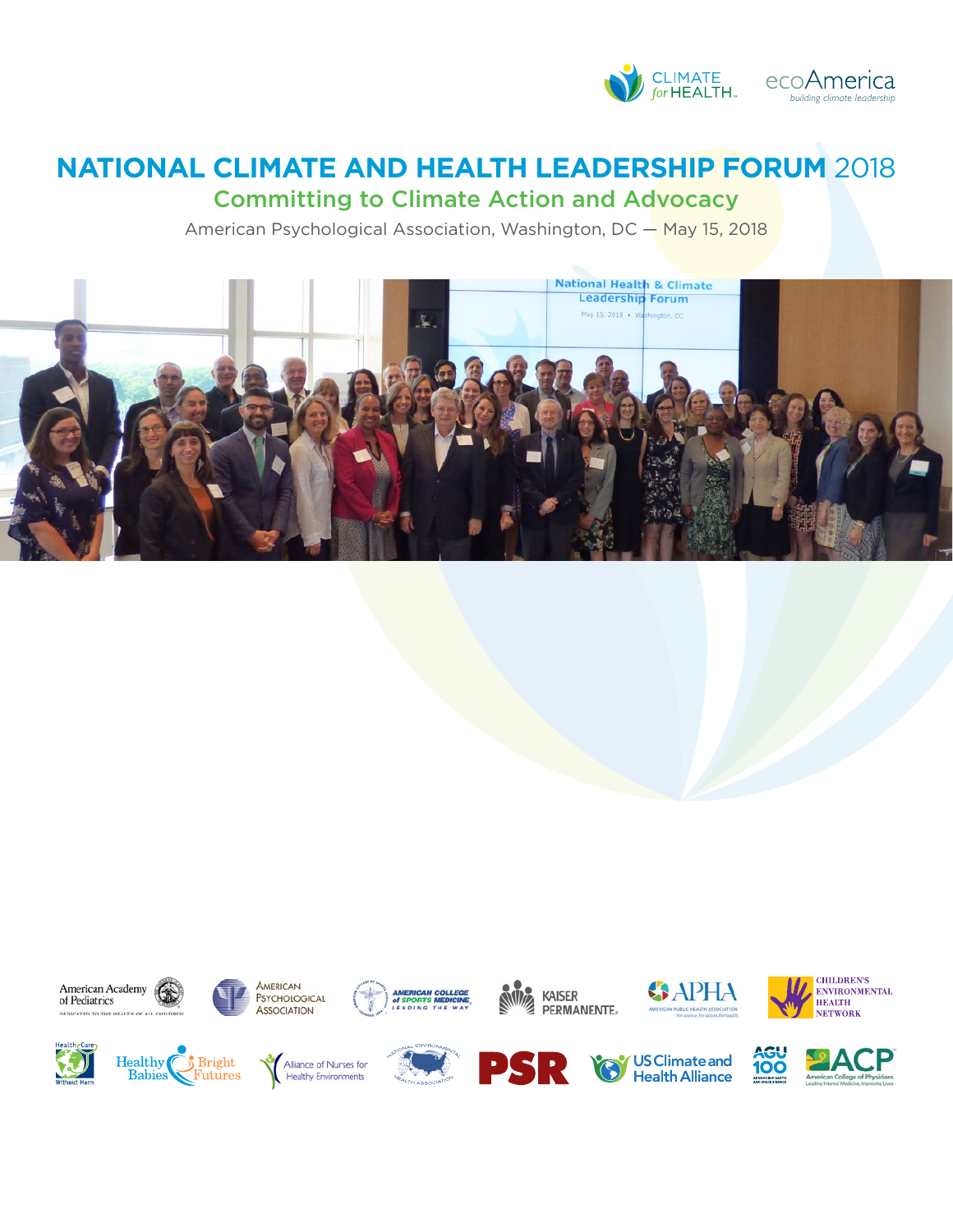# NATIONAL CLIMATE AND HEALTH LEADERSHIP FORUM 2018

## Committing to Climate Action and Advocacy

American Psychological Association, Washington, DC — May 15, 2018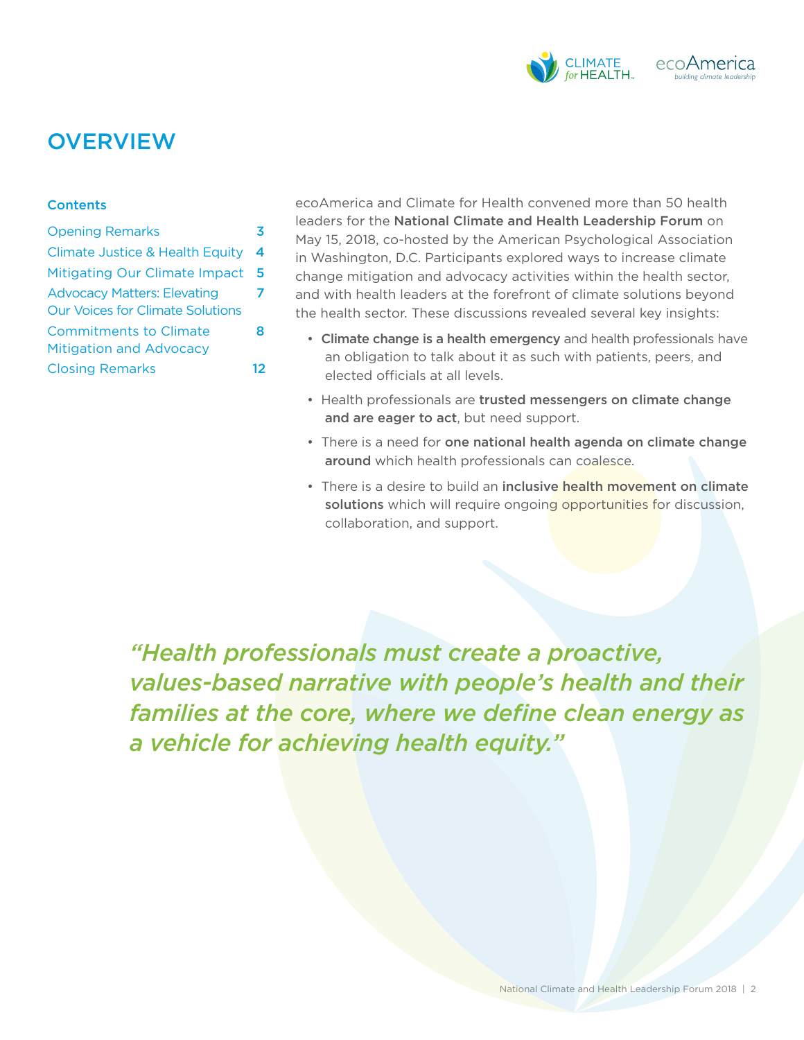# OVERVIEW

### Contents

| | |
|---|---|
| Opening Remarks | 3 |
| Climate Justice & Health Equity | 4 |
| Mitigating Our Climate Impact | 5 |
| Advocacy Matters: Elevating Our Voices for Climate Solutions | 7 |
| Commitments to Climate Mitigation and Advocacy | 8 |
| Closing Remarks | 12 |

ecoAmerica and Climate for Health convened more than 50 health leaders for the **National Climate and Health Leadership Forum** on May 15, 2018, co-hosted by the American Psychological Association in Washington, D.C. Participants explored ways to increase climate change mitigation and advocacy activities within the health sector, and with health leaders at the forefront of climate solutions beyond the health sector. These discussions revealed several key insights:

- **Climate change is a health emergency** and health professionals have an obligation to talk about it as such with patients, peers, and elected officials at all levels.
- Health professionals are **trusted messengers on climate change and are eager to act**, but need support.
- There is a need for **one national health agenda on climate change around** which health professionals can coalesce.
- There is a desire to build an **inclusive health movement on climate solutions** which will require ongoing opportunities for discussion, collaboration, and support.

*"Health professionals must create a proactive, values-based narrative with people's health and their families at the core, where we define clean energy as a vehicle for achieving health equity."*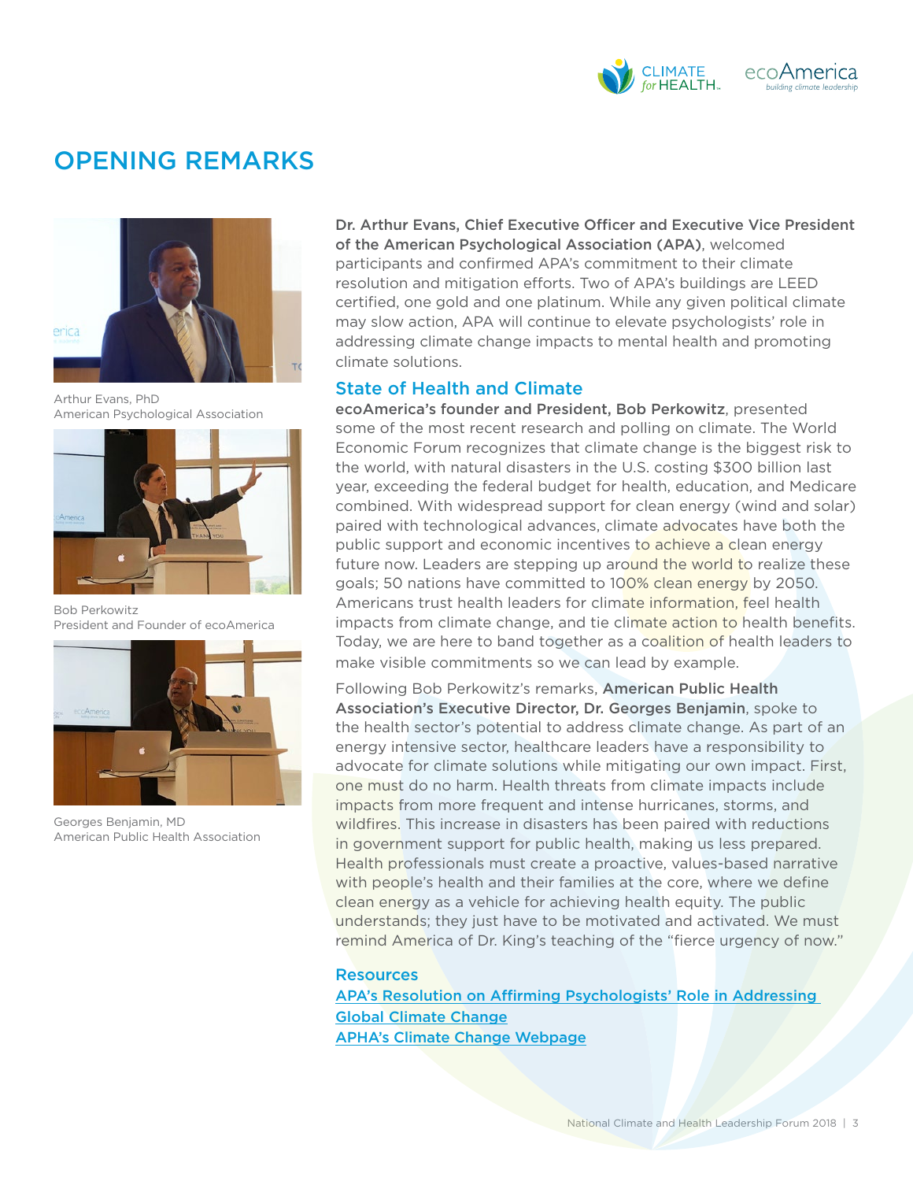# OPENING REMARKS

Arthur Evans, PhD
American Psychological Association

Bob Perkowitz
President and Founder of ecoAmerica

Georges Benjamin, MD
American Public Health Association

**Dr. Arthur Evans, Chief Executive Officer and Executive Vice President of the American Psychological Association (APA)**, welcomed participants and confirmed APA's commitment to their climate resolution and mitigation efforts. Two of APA's buildings are LEED certified, one gold and one platinum. While any given political climate may slow action, APA will continue to elevate psychologists' role in addressing climate change impacts to mental health and promoting climate solutions.

## State of Health and Climate

**ecoAmerica's founder and President, Bob Perkowitz**, presented some of the most recent research and polling on climate. The World Economic Forum recognizes that climate change is the biggest risk to the world, with natural disasters in the U.S. costing $300 billion last year, exceeding the federal budget for health, education, and Medicare combined. With widespread support for clean energy (wind and solar) paired with technological advances, climate advocates have both the public support and economic incentives to achieve a clean energy future now. Leaders are stepping up around the world to realize these goals; 50 nations have committed to 100% clean energy by 2050. Americans trust health leaders for climate information, feel health impacts from climate change, and tie climate action to health benefits. Today, we are here to band together as a coalition of health leaders to make visible commitments so we can lead by example.

Following Bob Perkowitz's remarks, **American Public Health Association's Executive Director, Dr. Georges Benjamin**, spoke to the health sector's potential to address climate change. As part of an energy intensive sector, healthcare leaders have a responsibility to advocate for climate solutions while mitigating our own impact. First, one must do no harm. Health threats from climate impacts include impacts from more frequent and intense hurricanes, storms, and wildfires. This increase in disasters has been paired with reductions in government support for public health, making us less prepared. Health professionals must create a proactive, values-based narrative with people's health and their families at the core, where we define clean energy as a vehicle for achieving health equity. The public understands; they just have to be motivated and activated. We must remind America of Dr. King's teaching of the "fierce urgency of now."

## Resources

[APA's Resolution on Affirming Psychologists' Role in Addressing Global Climate Change]()

[APHA's Climate Change Webpage]()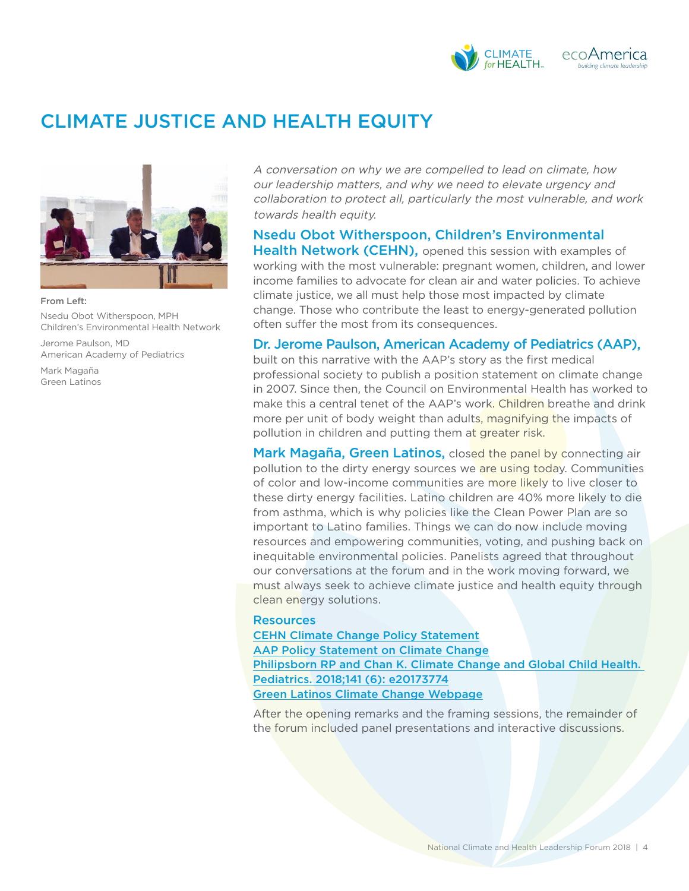# CLIMATE JUSTICE AND HEALTH EQUITY

From Left:

Nsedu Obot Witherspoon, MPH
Children's Environmental Health Network

Jerome Paulson, MD
American Academy of Pediatrics

Mark Magaña
Green Latinos

*A conversation on why we are compelled to lead on climate, how our leadership matters, and why we need to elevate urgency and collaboration to protect all, particularly the most vulnerable, and work towards health equity.*

**Nsedu Obot Witherspoon, Children's Environmental Health Network (CEHN),** opened this session with examples of working with the most vulnerable: pregnant women, children, and lower income families to advocate for clean air and water policies. To achieve climate justice, we all must help those most impacted by climate change. Those who contribute the least to energy-generated pollution often suffer the most from its consequences.

**Dr. Jerome Paulson, American Academy of Pediatrics (AAP),** built on this narrative with the AAP's story as the first medical professional society to publish a position statement on climate change in 2007. Since then, the Council on Environmental Health has worked to make this a central tenet of the AAP's work. Children breathe and drink more per unit of body weight than adults, magnifying the impacts of pollution in children and putting them at greater risk.

**Mark Magaña, Green Latinos,** closed the panel by connecting air pollution to the dirty energy sources we are using today. Communities of color and low-income communities are more likely to live closer to these dirty energy facilities. Latino children are 40% more likely to die from asthma, which is why policies like the Clean Power Plan are so important to Latino families. Things we can do now include moving resources and empowering communities, voting, and pushing back on inequitable environmental policies. Panelists agreed that throughout our conversations at the forum and in the work moving forward, we must always seek to achieve climate justice and health equity through clean energy solutions.

## Resources

CEHN Climate Change Policy Statement
AAP Policy Statement on Climate Change
Philipsborn RP and Chan K. Climate Change and Global Child Health. Pediatrics. 2018;141 (6): e20173774
Green Latinos Climate Change Webpage

After the opening remarks and the framing sessions, the remainder of the forum included panel presentations and interactive discussions.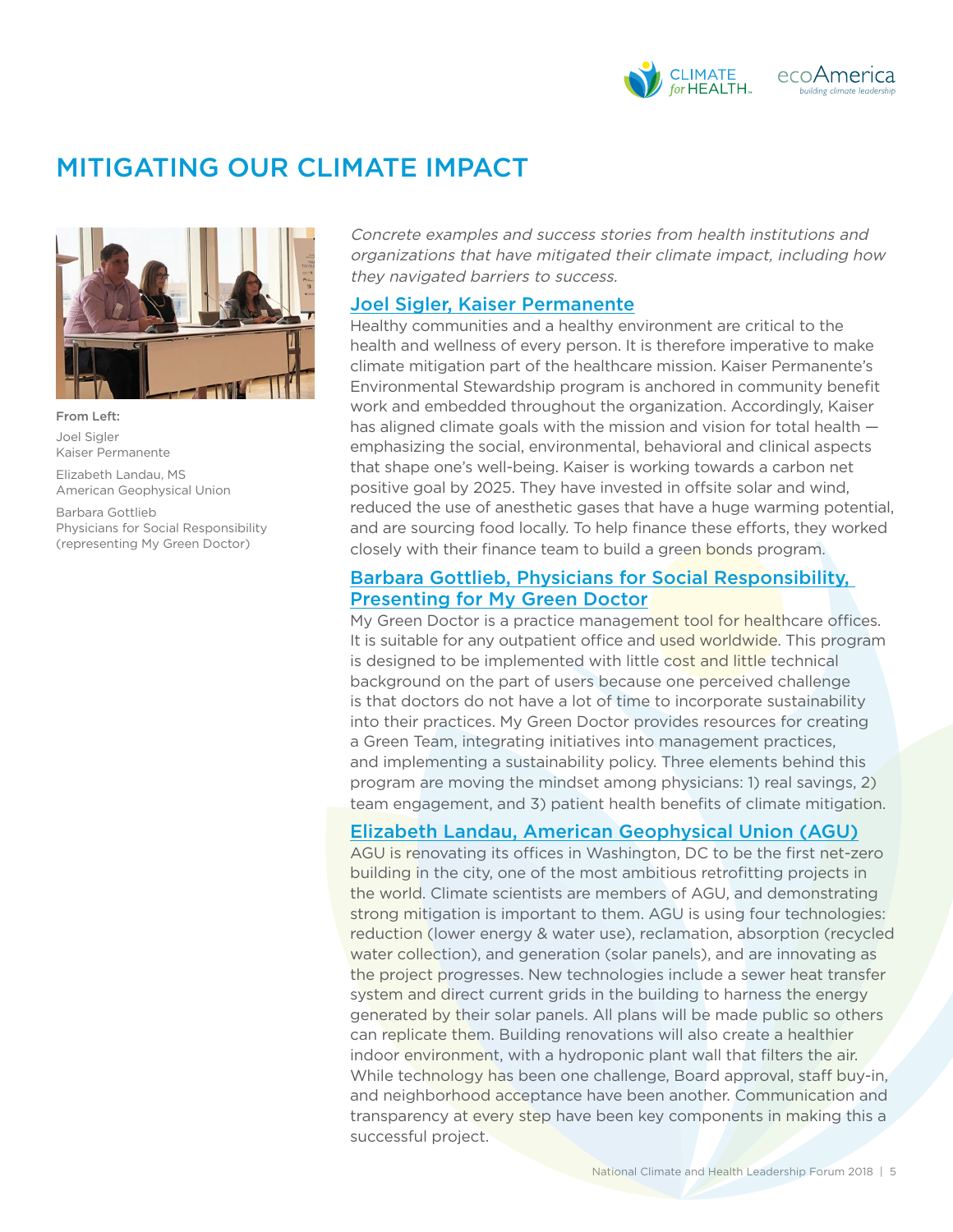# MITIGATING OUR CLIMATE IMPACT

From Left:

Joel Sigler
Kaiser Permanente

Elizabeth Landau, MS
American Geophysical Union

Barbara Gottlieb
Physicians for Social Responsibility
(representing My Green Doctor)

*Concrete examples and success stories from health institutions and organizations that have mitigated their climate impact, including how they navigated barriers to success.*

## Joel Sigler, Kaiser Permanente

Healthy communities and a healthy environment are critical to the health and wellness of every person. It is therefore imperative to make climate mitigation part of the healthcare mission. Kaiser Permanente's Environmental Stewardship program is anchored in community benefit work and embedded throughout the organization. Accordingly, Kaiser has aligned climate goals with the mission and vision for total health — emphasizing the social, environmental, behavioral and clinical aspects that shape one's well-being. Kaiser is working towards a carbon net positive goal by 2025. They have invested in offsite solar and wind, reduced the use of anesthetic gases that have a huge warming potential, and are sourcing food locally. To help finance these efforts, they worked closely with their finance team to build a green bonds program.

## Barbara Gottlieb, Physicians for Social Responsibility, Presenting for My Green Doctor

My Green Doctor is a practice management tool for healthcare offices. It is suitable for any outpatient office and used worldwide. This program is designed to be implemented with little cost and little technical background on the part of users because one perceived challenge is that doctors do not have a lot of time to incorporate sustainability into their practices. My Green Doctor provides resources for creating a Green Team, integrating initiatives into management practices, and implementing a sustainability policy. Three elements behind this program are moving the mindset among physicians: 1) real savings, 2) team engagement, and 3) patient health benefits of climate mitigation.

## Elizabeth Landau, American Geophysical Union (AGU)

AGU is renovating its offices in Washington, DC to be the first net-zero building in the city, one of the most ambitious retrofitting projects in the world. Climate scientists are members of AGU, and demonstrating strong mitigation is important to them. AGU is using four technologies: reduction (lower energy & water use), reclamation, absorption (recycled water collection), and generation (solar panels), and are innovating as the project progresses. New technologies include a sewer heat transfer system and direct current grids in the building to harness the energy generated by their solar panels. All plans will be made public so others can replicate them. Building renovations will also create a healthier indoor environment, with a hydroponic plant wall that filters the air. While technology has been one challenge, Board approval, staff buy-in, and neighborhood acceptance have been another. Communication and transparency at every step have been key components in making this a successful project.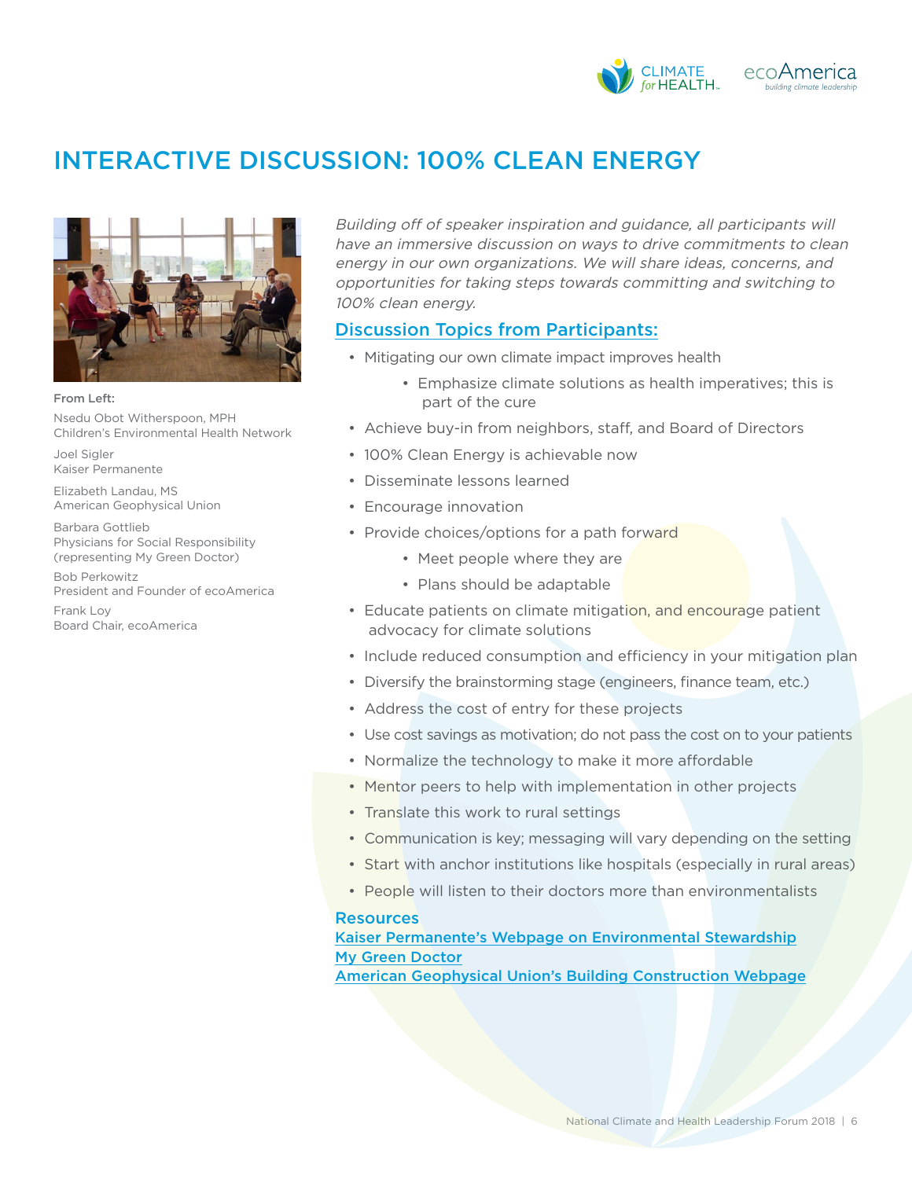# INTERACTIVE DISCUSSION: 100% CLEAN ENERGY

From Left:

Nsedu Obot Witherspoon, MPH
Children's Environmental Health Network

Joel Sigler
Kaiser Permanente

Elizabeth Landau, MS
American Geophysical Union

Barbara Gottlieb
Physicians for Social Responsibility (representing My Green Doctor)

Bob Perkowitz
President and Founder of ecoAmerica

Frank Loy
Board Chair, ecoAmerica

*Building off of speaker inspiration and guidance, all participants will have an immersive discussion on ways to drive commitments to clean energy in our own organizations. We will share ideas, concerns, and opportunities for taking steps towards committing and switching to 100% clean energy.*

## Discussion Topics from Participants:

- Mitigating our own climate impact improves health
    - Emphasize climate solutions as health imperatives; this is part of the cure
- Achieve buy-in from neighbors, staff, and Board of Directors
- 100% Clean Energy is achievable now
- Disseminate lessons learned
- Encourage innovation
- Provide choices/options for a path forward
    - Meet people where they are
    - Plans should be adaptable
- Educate patients on climate mitigation, and encourage patient advocacy for climate solutions
- Include reduced consumption and efficiency in your mitigation plan
- Diversify the brainstorming stage (engineers, finance team, etc.)
- Address the cost of entry for these projects
- Use cost savings as motivation; do not pass the cost on to your patients
- Normalize the technology to make it more affordable
- Mentor peers to help with implementation in other projects
- Translate this work to rural settings
- Communication is key; messaging will vary depending on the setting
- Start with anchor institutions like hospitals (especially in rural areas)
- People will listen to their doctors more than environmentalists

## Resources

Kaiser Permanente's Webpage on Environmental Stewardship
My Green Doctor
American Geophysical Union's Building Construction Webpage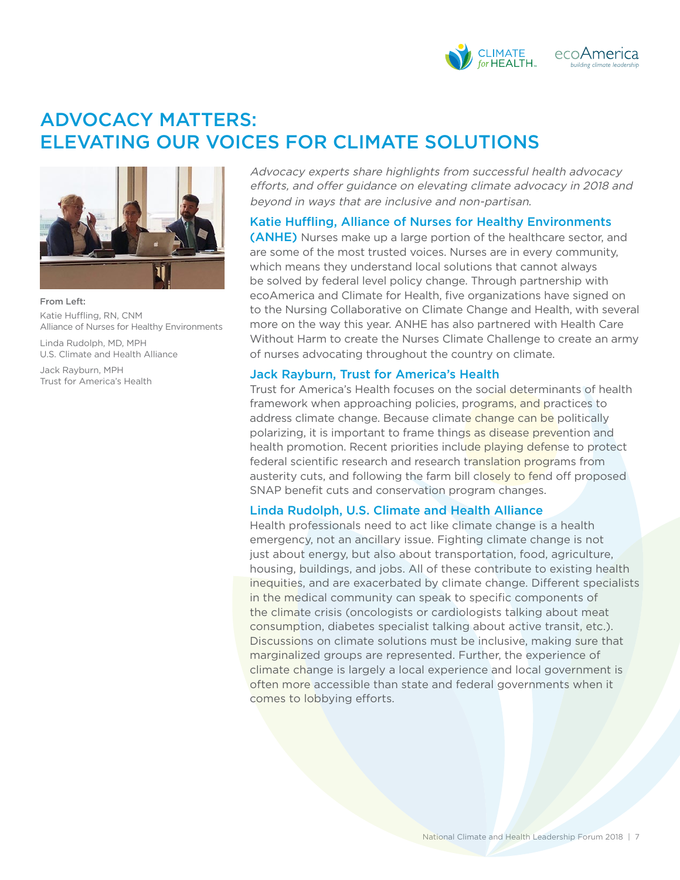# ADVOCACY MATTERS: ELEVATING OUR VOICES FOR CLIMATE SOLUTIONS

**From Left:**

Katie Huffling, RN, CNM
Alliance of Nurses for Healthy Environments

Linda Rudolph, MD, MPH
U.S. Climate and Health Alliance

Jack Rayburn, MPH
Trust for America's Health

*Advocacy experts share highlights from successful health advocacy efforts, and offer guidance on elevating climate advocacy in 2018 and beyond in ways that are inclusive and non-partisan.*

### Katie Huffling, Alliance of Nurses for Healthy Environments (ANHE)

Nurses make up a large portion of the healthcare sector, and are some of the most trusted voices. Nurses are in every community, which means they understand local solutions that cannot always be solved by federal level policy change. Through partnership with ecoAmerica and Climate for Health, five organizations have signed on to the Nursing Collaborative on Climate Change and Health, with several more on the way this year. ANHE has also partnered with Health Care Without Harm to create the Nurses Climate Challenge to create an army of nurses advocating throughout the country on climate.

### Jack Rayburn, Trust for America's Health

Trust for America's Health focuses on the social determinants of health framework when approaching policies, programs, and practices to address climate change. Because climate change can be politically polarizing, it is important to frame things as disease prevention and health promotion. Recent priorities include playing defense to protect federal scientific research and research translation programs from austerity cuts, and following the farm bill closely to fend off proposed SNAP benefit cuts and conservation program changes.

### Linda Rudolph, U.S. Climate and Health Alliance

Health professionals need to act like climate change is a health emergency, not an ancillary issue. Fighting climate change is not just about energy, but also about transportation, food, agriculture, housing, buildings, and jobs. All of these contribute to existing health inequities, and are exacerbated by climate change. Different specialists in the medical community can speak to specific components of the climate crisis (oncologists or cardiologists talking about meat consumption, diabetes specialist talking about active transit, etc.). Discussions on climate solutions must be inclusive, making sure that marginalized groups are represented. Further, the experience of climate change is largely a local experience and local government is often more accessible than state and federal governments when it comes to lobbying efforts.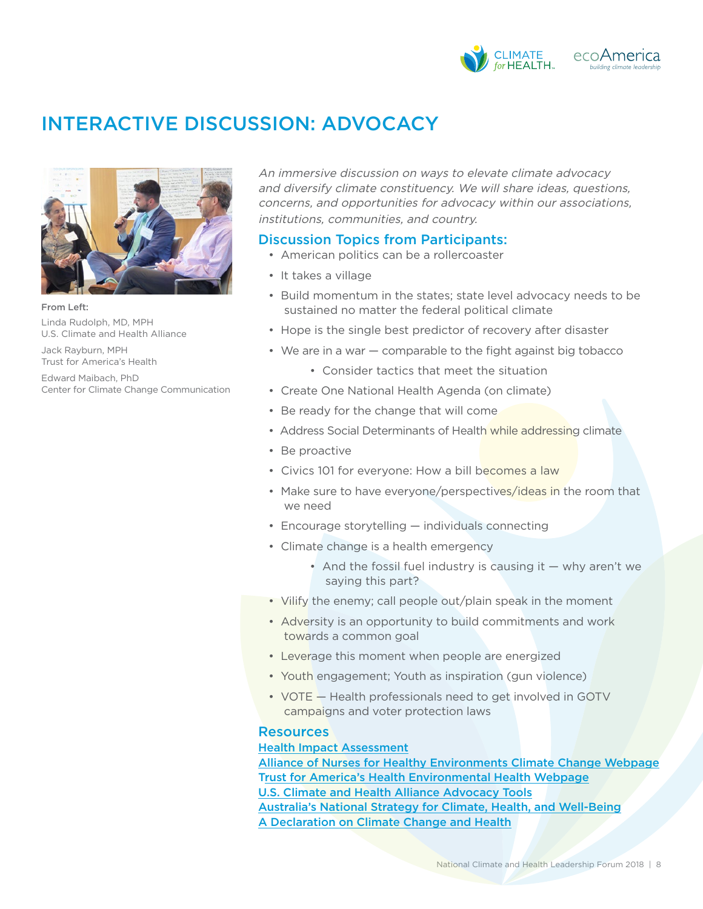# INTERACTIVE DISCUSSION: ADVOCACY

From Left:

Linda Rudolph, MD, MPH
U.S. Climate and Health Alliance

Jack Rayburn, MPH
Trust for America's Health

Edward Maibach, PhD
Center for Climate Change Communication

*An immersive discussion on ways to elevate climate advocacy and diversify climate constituency. We will share ideas, questions, concerns, and opportunities for advocacy within our associations, institutions, communities, and country.*

## Discussion Topics from Participants:

- American politics can be a rollercoaster
- It takes a village
- Build momentum in the states; state level advocacy needs to be sustained no matter the federal political climate
- Hope is the single best predictor of recovery after disaster
- We are in a war — comparable to the fight against big tobacco
  - Consider tactics that meet the situation
- Create One National Health Agenda (on climate)
- Be ready for the change that will come
- Address Social Determinants of Health while addressing climate
- Be proactive
- Civics 101 for everyone: How a bill becomes a law
- Make sure to have everyone/perspectives/ideas in the room that we need
- Encourage storytelling — individuals connecting
- Climate change is a health emergency
  - And the fossil fuel industry is causing it — why aren't we saying this part?
- Vilify the enemy; call people out/plain speak in the moment
- Adversity is an opportunity to build commitments and work towards a common goal
- Leverage this moment when people are energized
- Youth engagement; Youth as inspiration (gun violence)
- VOTE — Health professionals need to get involved in GOTV campaigns and voter protection laws

## Resources

Health Impact Assessment
Alliance of Nurses for Healthy Environments Climate Change Webpage
Trust for America's Health Environmental Health Webpage
U.S. Climate and Health Alliance Advocacy Tools
Australia's National Strategy for Climate, Health, and Well-Being
A Declaration on Climate Change and Health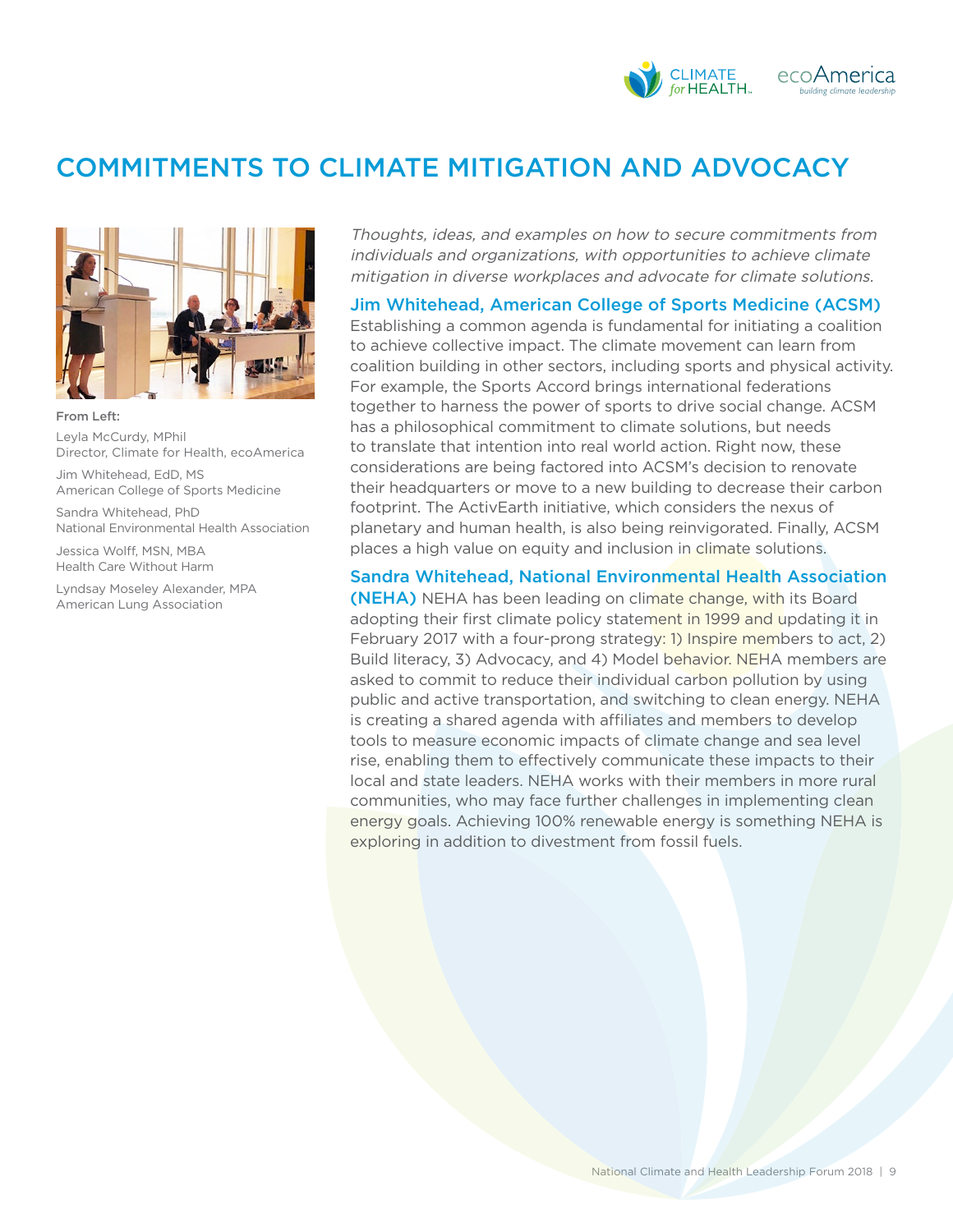# COMMITMENTS TO CLIMATE MITIGATION AND ADVOCACY

From Left:

Leyla McCurdy, MPhil
Director, Climate for Health, ecoAmerica

Jim Whitehead, EdD, MS
American College of Sports Medicine

Sandra Whitehead, PhD
National Environmental Health Association

Jessica Wolff, MSN, MBA
Health Care Without Harm

Lyndsay Moseley Alexander, MPA
American Lung Association

*Thoughts, ideas, and examples on how to secure commitments from individuals and organizations, with opportunities to achieve climate mitigation in diverse workplaces and advocate for climate solutions.*

### Jim Whitehead, American College of Sports Medicine (ACSM)

Establishing a common agenda is fundamental for initiating a coalition to achieve collective impact. The climate movement can learn from coalition building in other sectors, including sports and physical activity. For example, the Sports Accord brings international federations together to harness the power of sports to drive social change. ACSM has a philosophical commitment to climate solutions, but needs to translate that intention into real world action. Right now, these considerations are being factored into ACSM's decision to renovate their headquarters or move to a new building to decrease their carbon footprint. The ActivEarth initiative, which considers the nexus of planetary and human health, is also being reinvigorated. Finally, ACSM places a high value on equity and inclusion in climate solutions.

### Sandra Whitehead, National Environmental Health Association (NEHA)

NEHA has been leading on climate change, with its Board adopting their first climate policy statement in 1999 and updating it in February 2017 with a four-prong strategy: 1) Inspire members to act, 2) Build literacy, 3) Advocacy, and 4) Model behavior. NEHA members are asked to commit to reduce their individual carbon pollution by using public and active transportation, and switching to clean energy. NEHA is creating a shared agenda with affiliates and members to develop tools to measure economic impacts of climate change and sea level rise, enabling them to effectively communicate these impacts to their local and state leaders. NEHA works with their members in more rural communities, who may face further challenges in implementing clean energy goals. Achieving 100% renewable energy is something NEHA is exploring in addition to divestment from fossil fuels.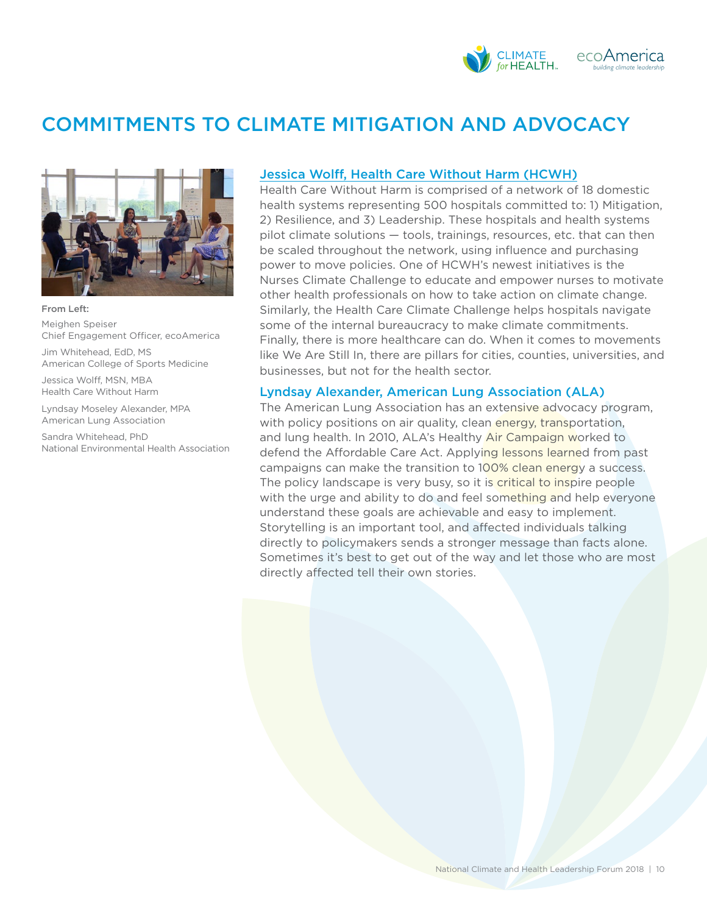# COMMITMENTS TO CLIMATE MITIGATION AND ADVOCACY

From Left:

Meighen Speiser
Chief Engagement Officer, ecoAmerica

Jim Whitehead, EdD, MS
American College of Sports Medicine

Jessica Wolff, MSN, MBA
Health Care Without Harm

Lyndsay Moseley Alexander, MPA
American Lung Association

Sandra Whitehead, PhD
National Environmental Health Association

### Jessica Wolff, Health Care Without Harm (HCWH)

Health Care Without Harm is comprised of a network of 18 domestic health systems representing 500 hospitals committed to: 1) Mitigation, 2) Resilience, and 3) Leadership. These hospitals and health systems pilot climate solutions — tools, trainings, resources, etc. that can then be scaled throughout the network, using influence and purchasing power to move policies. One of HCWH's newest initiatives is the Nurses Climate Challenge to educate and empower nurses to motivate other health professionals on how to take action on climate change. Similarly, the Health Care Climate Challenge helps hospitals navigate some of the internal bureaucracy to make climate commitments. Finally, there is more healthcare can do. When it comes to movements like We Are Still In, there are pillars for cities, counties, universities, and businesses, but not for the health sector.

### Lyndsay Alexander, American Lung Association (ALA)

The American Lung Association has an extensive advocacy program, with policy positions on air quality, clean energy, transportation, and lung health. In 2010, ALA's Healthy Air Campaign worked to defend the Affordable Care Act. Applying lessons learned from past campaigns can make the transition to 100% clean energy a success. The policy landscape is very busy, so it is critical to inspire people with the urge and ability to do and feel something and help everyone understand these goals are achievable and easy to implement. Storytelling is an important tool, and affected individuals talking directly to policymakers sends a stronger message than facts alone. Sometimes it's best to get out of the way and let those who are most directly affected tell their own stories.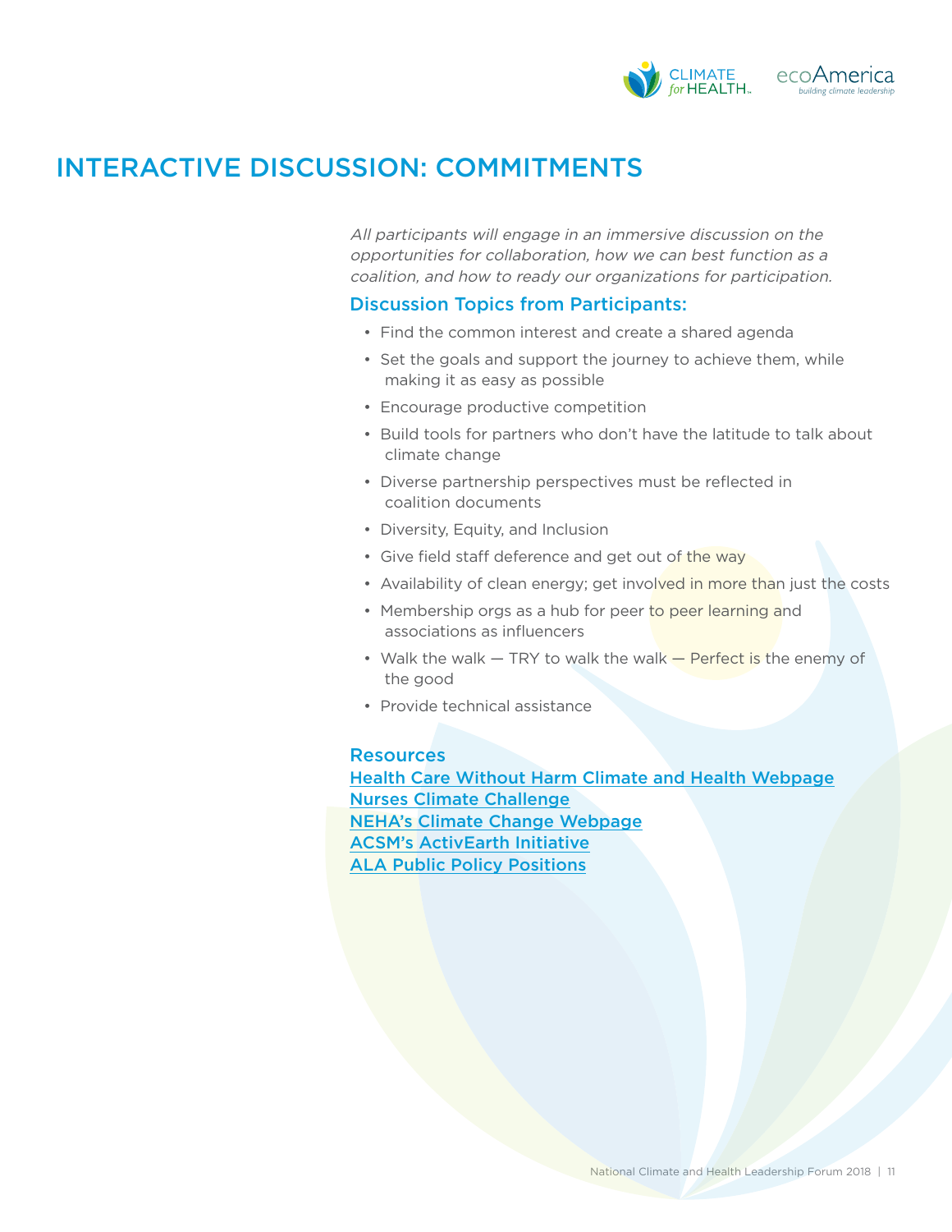# INTERACTIVE DISCUSSION: COMMITMENTS

*All participants will engage in an immersive discussion on the opportunities for collaboration, how we can best function as a coalition, and how to ready our organizations for participation.*

## Discussion Topics from Participants:

- Find the common interest and create a shared agenda
- Set the goals and support the journey to achieve them, while making it as easy as possible
- Encourage productive competition
- Build tools for partners who don't have the latitude to talk about climate change
- Diverse partnership perspectives must be reflected in coalition documents
- Diversity, Equity, and Inclusion
- Give field staff deference and get out of the way
- Availability of clean energy; get involved in more than just the costs
- Membership orgs as a hub for peer to peer learning and associations as influencers
- Walk the walk — TRY to walk the walk — Perfect is the enemy of the good
- Provide technical assistance

## Resources

Health Care Without Harm Climate and Health Webpage
Nurses Climate Challenge
NEHA's Climate Change Webpage
ACSM's ActivEarth Initiative
ALA Public Policy Positions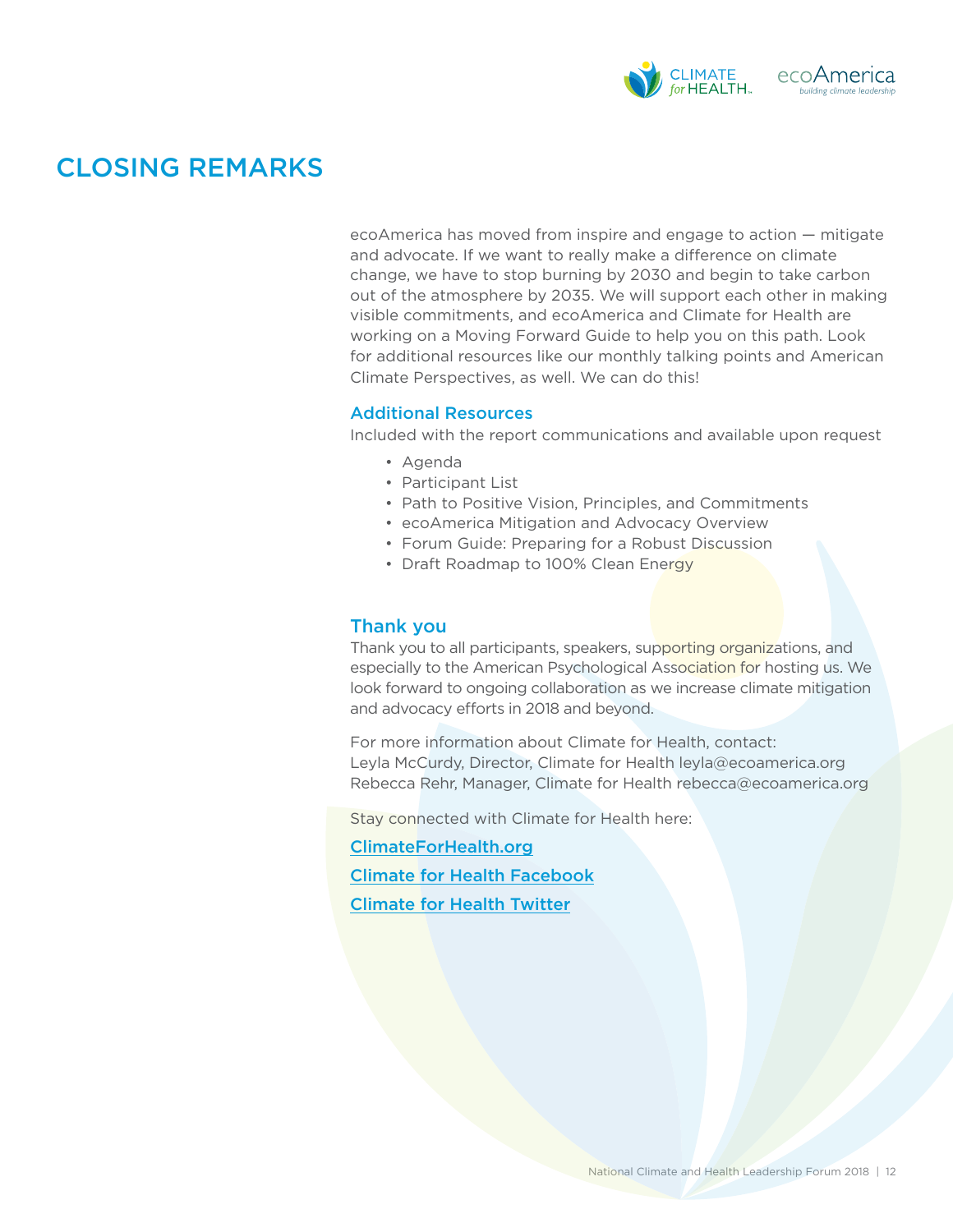# CLOSING REMARKS

ecoAmerica has moved from inspire and engage to action — mitigate and advocate. If we want to really make a difference on climate change, we have to stop burning by 2030 and begin to take carbon out of the atmosphere by 2035. We will support each other in making visible commitments, and ecoAmerica and Climate for Health are working on a Moving Forward Guide to help you on this path. Look for additional resources like our monthly talking points and American Climate Perspectives, as well. We can do this!

### Additional Resources

Included with the report communications and available upon request

- Agenda
- Participant List
- Path to Positive Vision, Principles, and Commitments
- ecoAmerica Mitigation and Advocacy Overview
- Forum Guide: Preparing for a Robust Discussion
- Draft Roadmap to 100% Clean Energy

### Thank you

Thank you to all participants, speakers, supporting organizations, and especially to the American Psychological Association for hosting us. We look forward to ongoing collaboration as we increase climate mitigation and advocacy efforts in 2018 and beyond.

For more information about Climate for Health, contact:
Leyla McCurdy, Director, Climate for Health leyla@ecoamerica.org
Rebecca Rehr, Manager, Climate for Health rebecca@ecoamerica.org

Stay connected with Climate for Health here:

**ClimateForHealth.org**

**Climate for Health Facebook**

**Climate for Health Twitter**